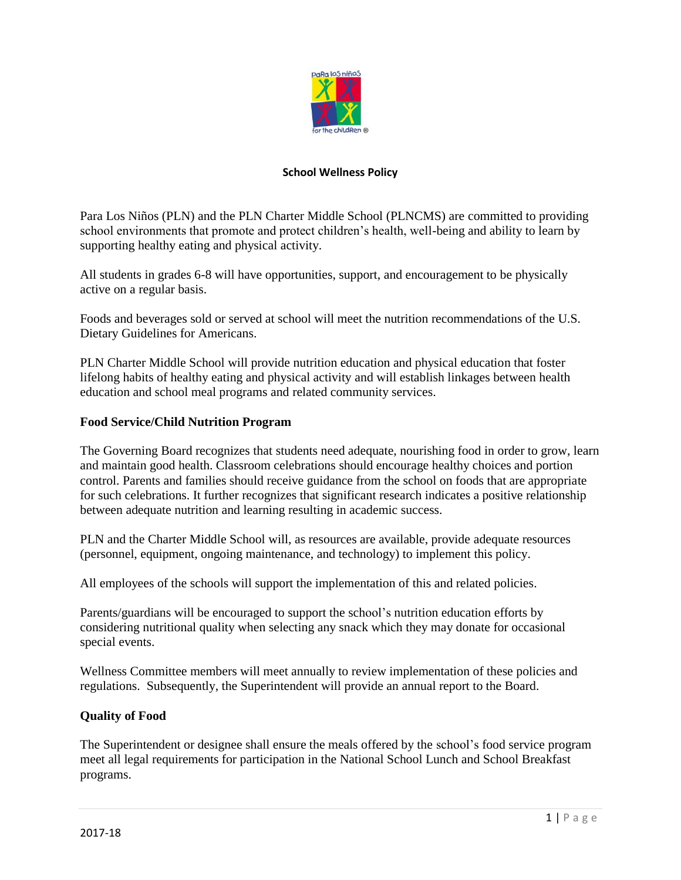# School Wellness Policy

Para Los Niños (PLN) and the PLN Charter Middle School (PLNCMS) are committed to providing school environments that promote and protect children's health, well-being and ability to learn by supporting healthy eating and physical activity.

All students in grades 6-8 will have opportunities, support, and encouragement to be physically active on a regular basis.

Foods and beverages sold or served at school will meet the nutrition recommendations of the U.S. Dietary Guidelines for Americans.

PLN Charter Middle School will provide nutrition education and physical education that foster lifelong habits of healthy eating and physical activity and will establish linkages between health education and school meal programs and related community services.

## Food Service/Child Nutrition Program

The Governing Board recognizes that students need adequate, nourishing food in order to grow, learn and maintain good health. Classroom celebrations should encourage healthy choices and portion control. Parents and families should receive guidance from the school on foods that are appropriate for such celebrations. It further recognizes that significant research indicates a positive relationship between adequate nutrition and learning resulting in academic success.

PLN and the Charter Middle School will, as resources are available, provide adequate resources (personnel, equipment, ongoing maintenance, and technology) to implement this policy.

All employees of the schools will support the implementation of this and related policies.

Parents/guardians will be encouraged to support the school's nutrition education efforts by considering nutritional quality when selecting any snack which they may donate for occasional special events.

Wellness Committee members will meet annually to review implementation of these policies and regulations. Subsequently, the Superintendent will provide an annual report to the Board.

## Quality of Food

The Superintendent or designee shall ensure the meals offered by the school's food service program meet all legal requirements for participation in the National School Lunch and School Breakfast programs.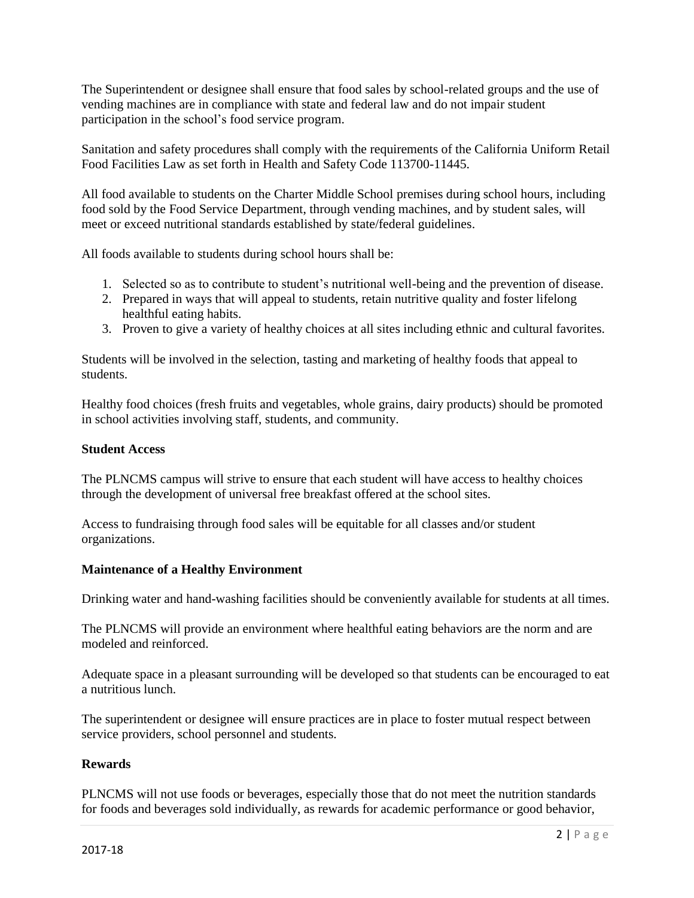The Superintendent or designee shall ensure that food sales by school-related groups and the use of vending machines are in compliance with state and federal law and do not impair student participation in the school's food service program.

Sanitation and safety procedures shall comply with the requirements of the California Uniform Retail Food Facilities Law as set forth in Health and Safety Code 113700-11445.

All food available to students on the Charter Middle School premises during school hours, including food sold by the Food Service Department, through vending machines, and by student sales, will meet or exceed nutritional standards established by state/federal guidelines.

All foods available to students during school hours shall be:

1. Selected so as to contribute to student's nutritional well-being and the prevention of disease.
2. Prepared in ways that will appeal to students, retain nutritive quality and foster lifelong healthful eating habits.
3. Proven to give a variety of healthy choices at all sites including ethnic and cultural favorites.

Students will be involved in the selection, tasting and marketing of healthy foods that appeal to students.

Healthy food choices (fresh fruits and vegetables, whole grains, dairy products) should be promoted in school activities involving staff, students, and community.

**Student Access**

The PLNCMS campus will strive to ensure that each student will have access to healthy choices through the development of universal free breakfast offered at the school sites.

Access to fundraising through food sales will be equitable for all classes and/or student organizations.

**Maintenance of a Healthy Environment**

Drinking water and hand-washing facilities should be conveniently available for students at all times.

The PLNCMS will provide an environment where healthful eating behaviors are the norm and are modeled and reinforced.

Adequate space in a pleasant surrounding will be developed so that students can be encouraged to eat a nutritious lunch.

The superintendent or designee will ensure practices are in place to foster mutual respect between service providers, school personnel and students.

**Rewards**

PLNCMS will not use foods or beverages, especially those that do not meet the nutrition standards for foods and beverages sold individually, as rewards for academic performance or good behavior,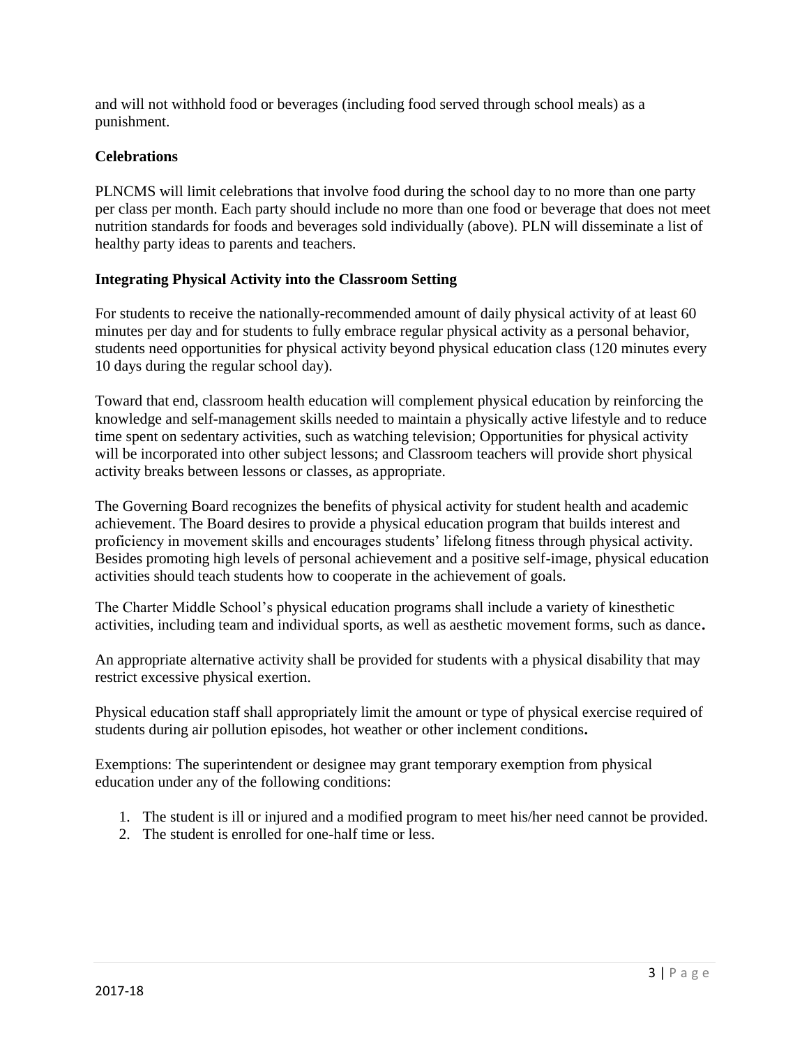and will not withhold food or beverages (including food served through school meals) as a punishment.

**Celebrations**

PLNCMS will limit celebrations that involve food during the school day to no more than one party per class per month. Each party should include no more than one food or beverage that does not meet nutrition standards for foods and beverages sold individually (above). PLN will disseminate a list of healthy party ideas to parents and teachers.

**Integrating Physical Activity into the Classroom Setting**

For students to receive the nationally-recommended amount of daily physical activity of at least 60 minutes per day and for students to fully embrace regular physical activity as a personal behavior, students need opportunities for physical activity beyond physical education class (120 minutes every 10 days during the regular school day).

Toward that end, classroom health education will complement physical education by reinforcing the knowledge and self-management skills needed to maintain a physically active lifestyle and to reduce time spent on sedentary activities, such as watching television; Opportunities for physical activity will be incorporated into other subject lessons; and Classroom teachers will provide short physical activity breaks between lessons or classes, as appropriate.

The Governing Board recognizes the benefits of physical activity for student health and academic achievement. The Board desires to provide a physical education program that builds interest and proficiency in movement skills and encourages students' lifelong fitness through physical activity. Besides promoting high levels of personal achievement and a positive self-image, physical education activities should teach students how to cooperate in the achievement of goals.

The Charter Middle School's physical education programs shall include a variety of kinesthetic activities, including team and individual sports, as well as aesthetic movement forms, such as dance**.**

An appropriate alternative activity shall be provided for students with a physical disability that may restrict excessive physical exertion.

Physical education staff shall appropriately limit the amount or type of physical exercise required of students during air pollution episodes, hot weather or other inclement conditions**.**

Exemptions: The superintendent or designee may grant temporary exemption from physical education under any of the following conditions:

1. The student is ill or injured and a modified program to meet his/her need cannot be provided.
2. The student is enrolled for one-half time or less.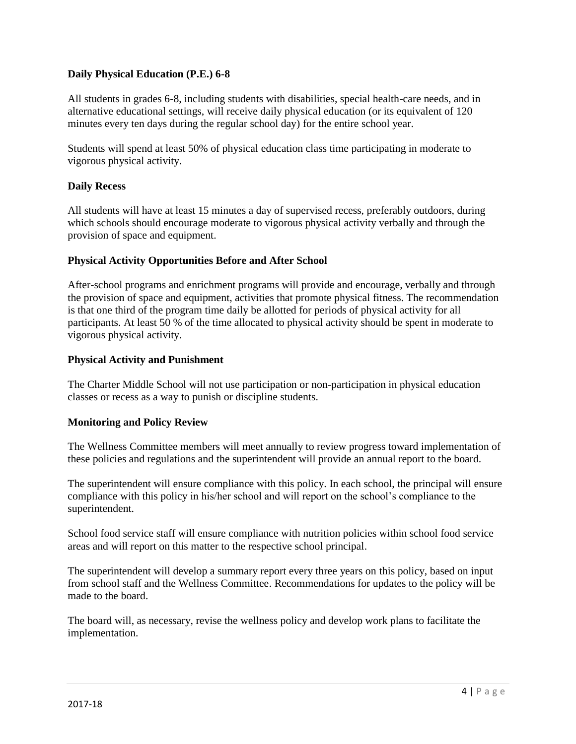**Daily Physical Education (P.E.) 6-8**

All students in grades 6-8, including students with disabilities, special health-care needs, and in alternative educational settings, will receive daily physical education (or its equivalent of 120 minutes every ten days during the regular school day) for the entire school year.

Students will spend at least 50% of physical education class time participating in moderate to vigorous physical activity.

**Daily Recess**

All students will have at least 15 minutes a day of supervised recess, preferably outdoors, during which schools should encourage moderate to vigorous physical activity verbally and through the provision of space and equipment.

**Physical Activity Opportunities Before and After School**

After-school programs and enrichment programs will provide and encourage, verbally and through the provision of space and equipment, activities that promote physical fitness. The recommendation is that one third of the program time daily be allotted for periods of physical activity for all participants. At least 50 % of the time allocated to physical activity should be spent in moderate to vigorous physical activity.

**Physical Activity and Punishment**

The Charter Middle School will not use participation or non-participation in physical education classes or recess as a way to punish or discipline students.

**Monitoring and Policy Review**

The Wellness Committee members will meet annually to review progress toward implementation of these policies and regulations and the superintendent will provide an annual report to the board.

The superintendent will ensure compliance with this policy. In each school, the principal will ensure compliance with this policy in his/her school and will report on the school's compliance to the superintendent.

School food service staff will ensure compliance with nutrition policies within school food service areas and will report on this matter to the respective school principal.

The superintendent will develop a summary report every three years on this policy, based on input from school staff and the Wellness Committee. Recommendations for updates to the policy will be made to the board.

The board will, as necessary, revise the wellness policy and develop work plans to facilitate the implementation.